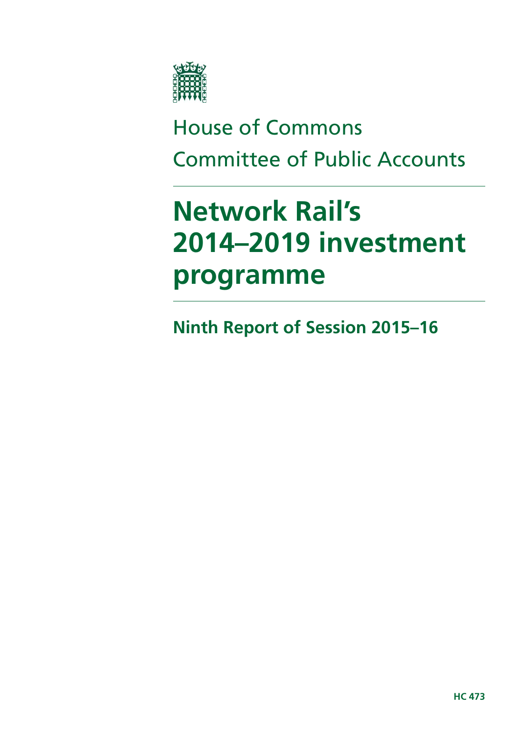House of Commons

Committee of Public Accounts

# Network Rail's 2014–2019 investment programme

## Ninth Report of Session 2015–16

**HC 473**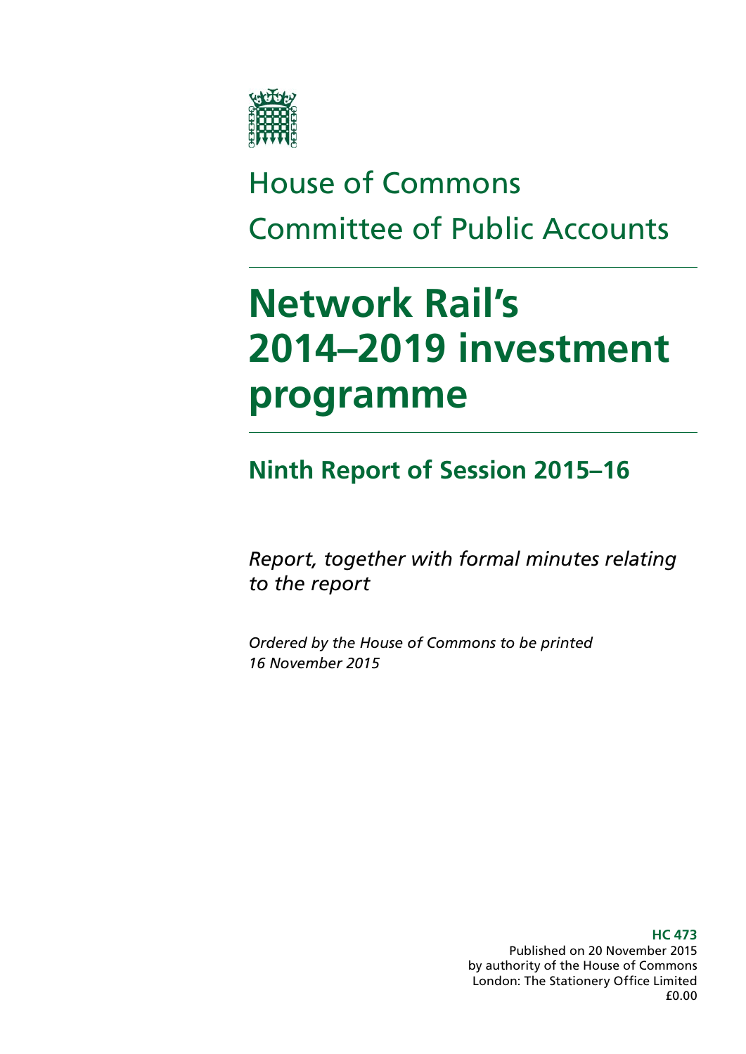House of Commons

Committee of Public Accounts

# Network Rail's 2014–2019 investment programme

## Ninth Report of Session 2015–16

*Report, together with formal minutes relating to the report*

*Ordered by the House of Commons to be printed 16 November 2015*

**HC 473**

Published on 20 November 2015
by authority of the House of Commons
London: The Stationery Office Limited
£0.00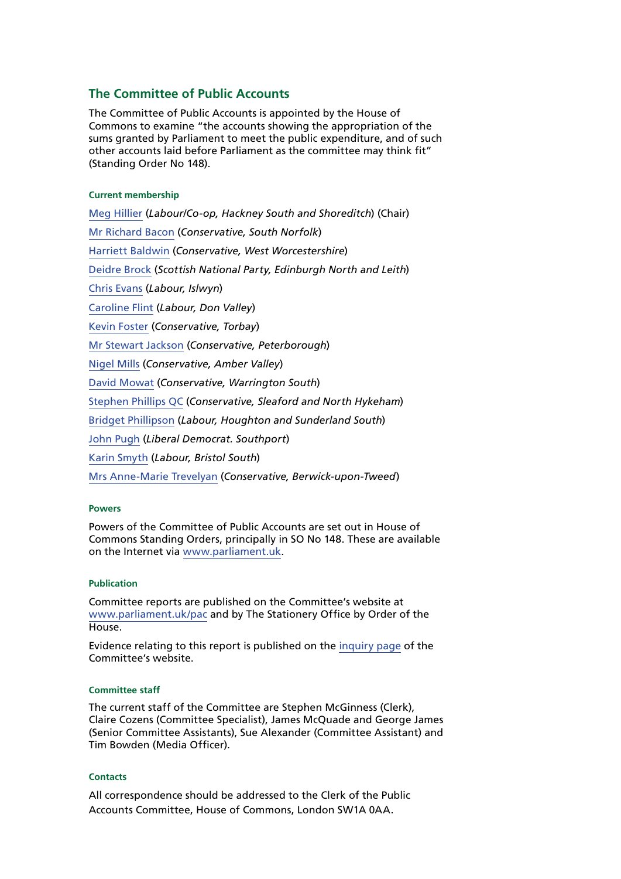## The Committee of Public Accounts

The Committee of Public Accounts is appointed by the House of Commons to examine "the accounts showing the appropriation of the sums granted by Parliament to meet the public expenditure, and of such other accounts laid before Parliament as the committee may think fit" (Standing Order No 148).

### Current membership

Meg Hillier (*Labour/Co-op, Hackney South and Shoreditch*) (Chair)

Mr Richard Bacon (*Conservative, South Norfolk*)

Harriett Baldwin (*Conservative, West Worcestershire*)

Deidre Brock (*Scottish National Party, Edinburgh North and Leith*)

Chris Evans (*Labour, Islwyn*)

Caroline Flint (*Labour, Don Valley*)

Kevin Foster (*Conservative, Torbay*)

Mr Stewart Jackson (*Conservative, Peterborough*)

Nigel Mills (*Conservative, Amber Valley*)

David Mowat (*Conservative, Warrington South*)

Stephen Phillips QC (*Conservative, Sleaford and North Hykeham*)

Bridget Phillipson (*Labour, Houghton and Sunderland South*)

John Pugh (*Liberal Democrat. Southport*)

Karin Smyth (*Labour, Bristol South*)

Mrs Anne-Marie Trevelyan (*Conservative, Berwick-upon-Tweed*)

### Powers

Powers of the Committee of Public Accounts are set out in House of Commons Standing Orders, principally in SO No 148. These are available on the Internet via www.parliament.uk.

### Publication

Committee reports are published on the Committee's website at www.parliament.uk/pac and by The Stationery Office by Order of the House.

Evidence relating to this report is published on the inquiry page of the Committee's website.

### Committee staff

The current staff of the Committee are Stephen McGinness (Clerk), Claire Cozens (Committee Specialist), James McQuade and George James (Senior Committee Assistants), Sue Alexander (Committee Assistant) and Tim Bowden (Media Officer).

### Contacts

All correspondence should be addressed to the Clerk of the Public Accounts Committee, House of Commons, London SW1A 0AA.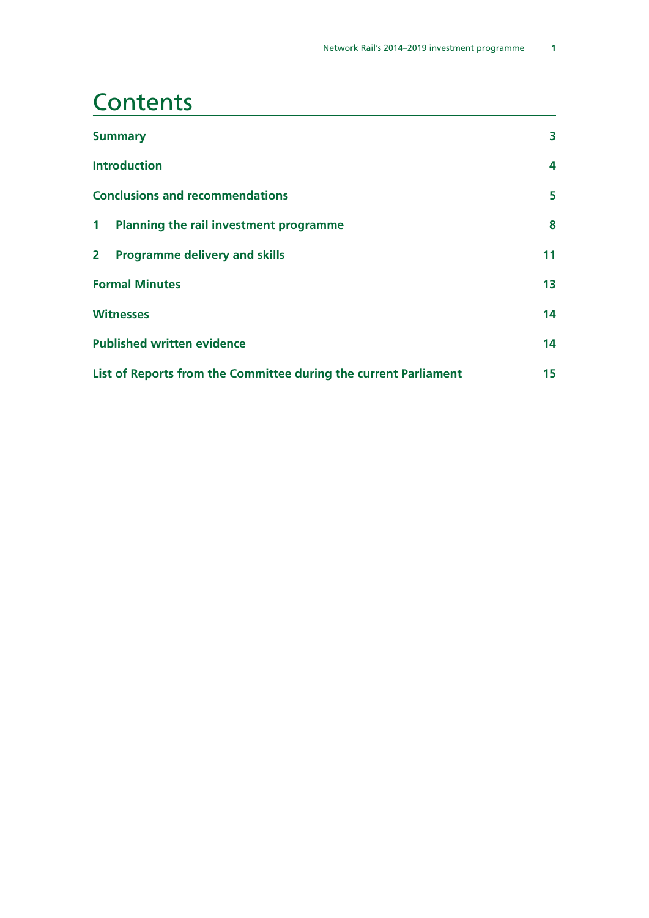# Contents

| | |
|---|---|
| **Summary** | **3** |
| **Introduction** | **4** |
| **Conclusions and recommendations** | **5** |
| **1 Planning the rail investment programme** | **8** |
| **2 Programme delivery and skills** | **11** |
| **Formal Minutes** | **13** |
| **Witnesses** | **14** |
| **Published written evidence** | **14** |
| **List of Reports from the Committee during the current Parliament** | **15** |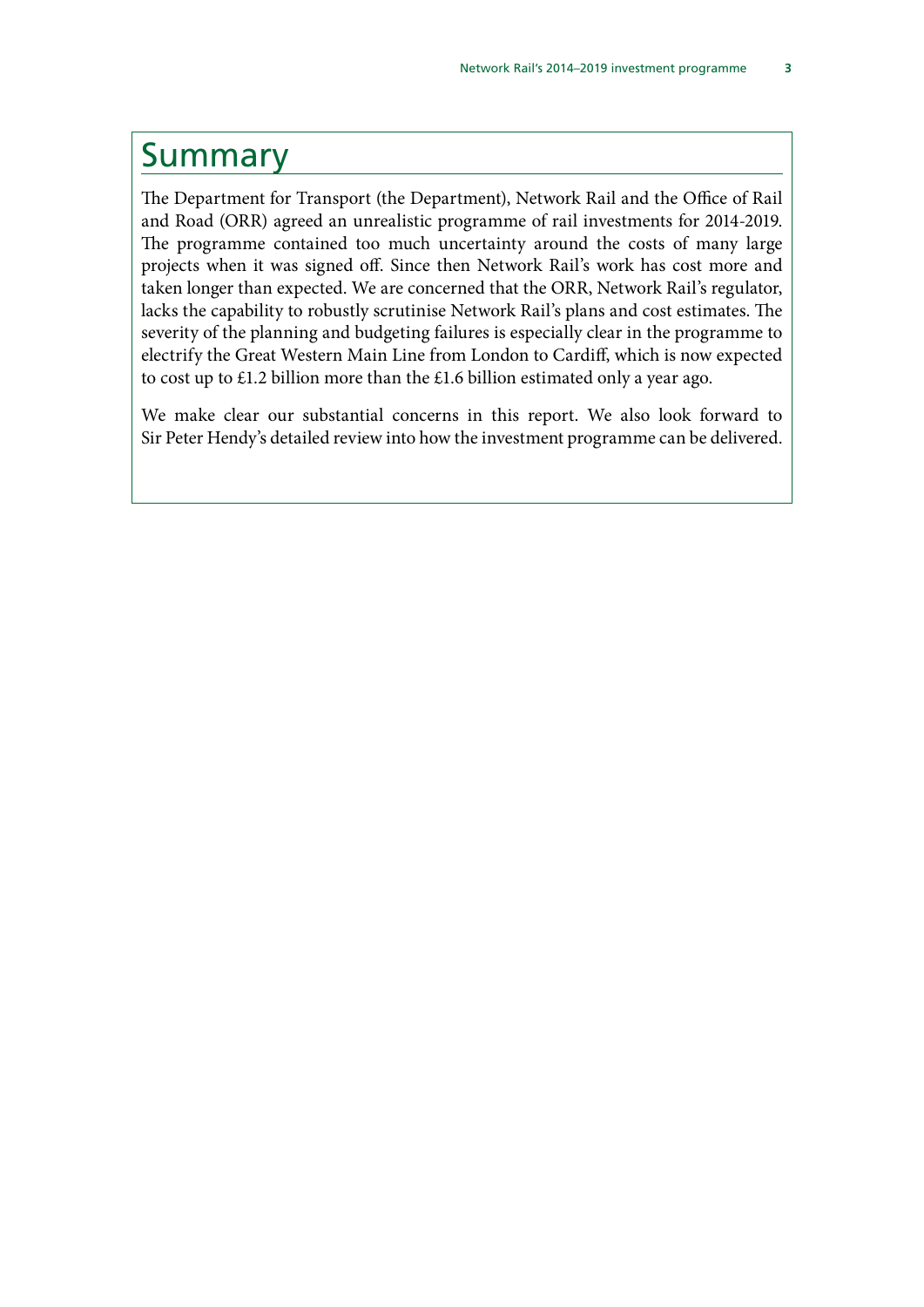# Summary

The Department for Transport (the Department), Network Rail and the Office of Rail and Road (ORR) agreed an unrealistic programme of rail investments for 2014-2019. The programme contained too much uncertainty around the costs of many large projects when it was signed off. Since then Network Rail's work has cost more and taken longer than expected. We are concerned that the ORR, Network Rail's regulator, lacks the capability to robustly scrutinise Network Rail's plans and cost estimates. The severity of the planning and budgeting failures is especially clear in the programme to electrify the Great Western Main Line from London to Cardiff, which is now expected to cost up to £1.2 billion more than the £1.6 billion estimated only a year ago.

We make clear our substantial concerns in this report. We also look forward to Sir Peter Hendy's detailed review into how the investment programme can be delivered.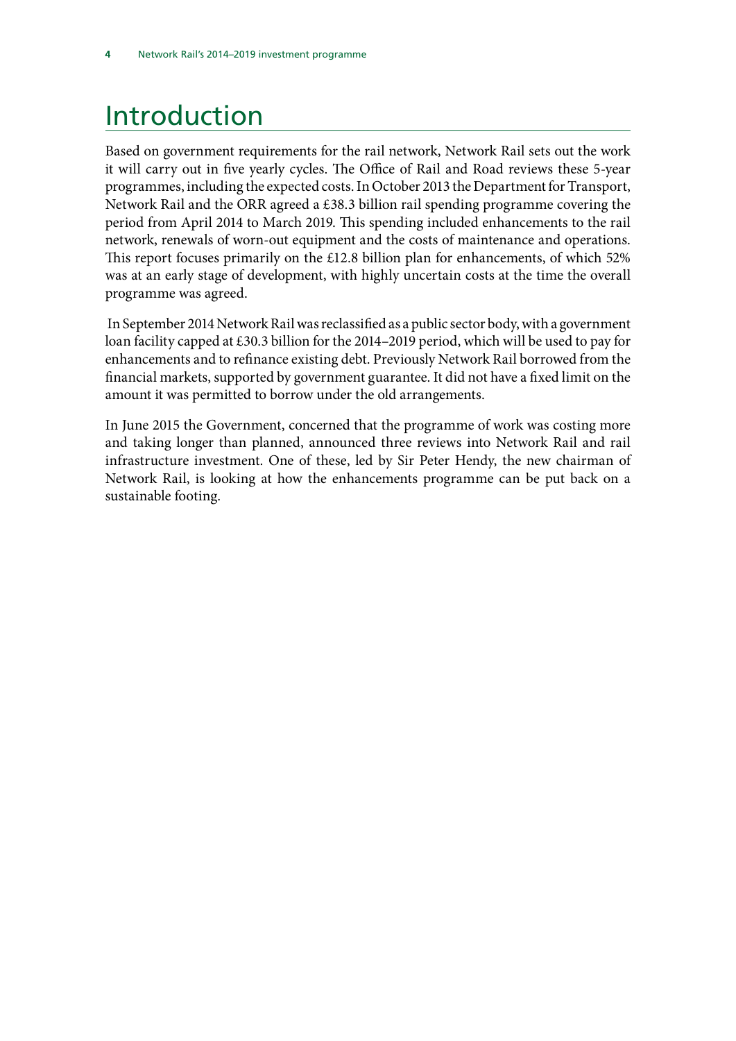# Introduction

Based on government requirements for the rail network, Network Rail sets out the work it will carry out in five yearly cycles. The Office of Rail and Road reviews these 5-year programmes, including the expected costs. In October 2013 the Department for Transport, Network Rail and the ORR agreed a £38.3 billion rail spending programme covering the period from April 2014 to March 2019. This spending included enhancements to the rail network, renewals of worn-out equipment and the costs of maintenance and operations. This report focuses primarily on the £12.8 billion plan for enhancements, of which 52% was at an early stage of development, with highly uncertain costs at the time the overall programme was agreed.

In September 2014 Network Rail was reclassified as a public sector body, with a government loan facility capped at £30.3 billion for the 2014–2019 period, which will be used to pay for enhancements and to refinance existing debt. Previously Network Rail borrowed from the financial markets, supported by government guarantee. It did not have a fixed limit on the amount it was permitted to borrow under the old arrangements.

In June 2015 the Government, concerned that the programme of work was costing more and taking longer than planned, announced three reviews into Network Rail and rail infrastructure investment. One of these, led by Sir Peter Hendy, the new chairman of Network Rail, is looking at how the enhancements programme can be put back on a sustainable footing.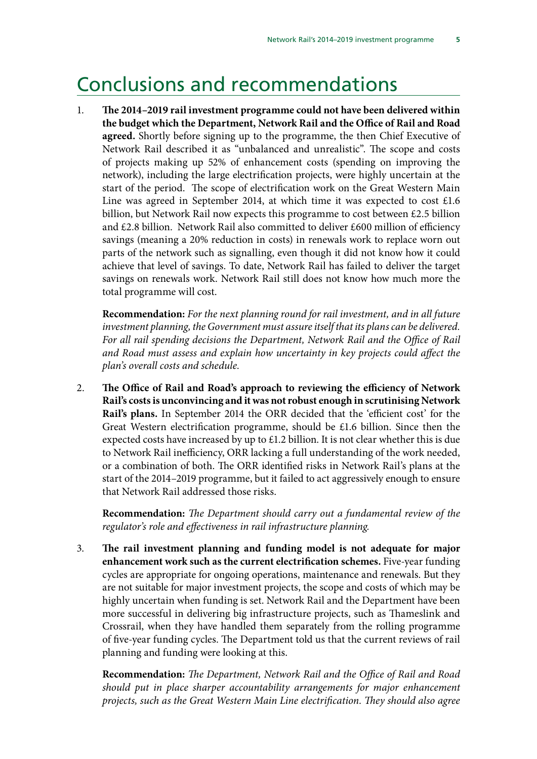# Conclusions and recommendations

1. **The 2014–2019 rail investment programme could not have been delivered within the budget which the Department, Network Rail and the Office of Rail and Road agreed.** Shortly before signing up to the programme, the then Chief Executive of Network Rail described it as "unbalanced and unrealistic". The scope and costs of projects making up 52% of enhancement costs (spending on improving the network), including the large electrification projects, were highly uncertain at the start of the period. The scope of electrification work on the Great Western Main Line was agreed in September 2014, at which time it was expected to cost £1.6 billion, but Network Rail now expects this programme to cost between £2.5 billion and £2.8 billion. Network Rail also committed to deliver £600 million of efficiency savings (meaning a 20% reduction in costs) in renewals work to replace worn out parts of the network such as signalling, even though it did not know how it could achieve that level of savings. To date, Network Rail has failed to deliver the target savings on renewals work. Network Rail still does not know how much more the total programme will cost.

   **Recommendation:** *For the next planning round for rail investment, and in all future investment planning, the Government must assure itself that its plans can be delivered. For all rail spending decisions the Department, Network Rail and the Office of Rail and Road must assess and explain how uncertainty in key projects could affect the plan's overall costs and schedule.*

2. **The Office of Rail and Road's approach to reviewing the efficiency of Network Rail's costs is unconvincing and it was not robust enough in scrutinising Network Rail's plans.** In September 2014 the ORR decided that the 'efficient cost' for the Great Western electrification programme, should be £1.6 billion. Since then the expected costs have increased by up to £1.2 billion. It is not clear whether this is due to Network Rail inefficiency, ORR lacking a full understanding of the work needed, or a combination of both. The ORR identified risks in Network Rail's plans at the start of the 2014–2019 programme, but it failed to act aggressively enough to ensure that Network Rail addressed those risks.

   **Recommendation:** *The Department should carry out a fundamental review of the regulator's role and effectiveness in rail infrastructure planning.*

3. **The rail investment planning and funding model is not adequate for major enhancement work such as the current electrification schemes.** Five-year funding cycles are appropriate for ongoing operations, maintenance and renewals. But they are not suitable for major investment projects, the scope and costs of which may be highly uncertain when funding is set. Network Rail and the Department have been more successful in delivering big infrastructure projects, such as Thameslink and Crossrail, when they have handled them separately from the rolling programme of five-year funding cycles. The Department told us that the current reviews of rail planning and funding were looking at this.

   **Recommendation:** *The Department, Network Rail and the Office of Rail and Road should put in place sharper accountability arrangements for major enhancement projects, such as the Great Western Main Line electrification. They should also agree*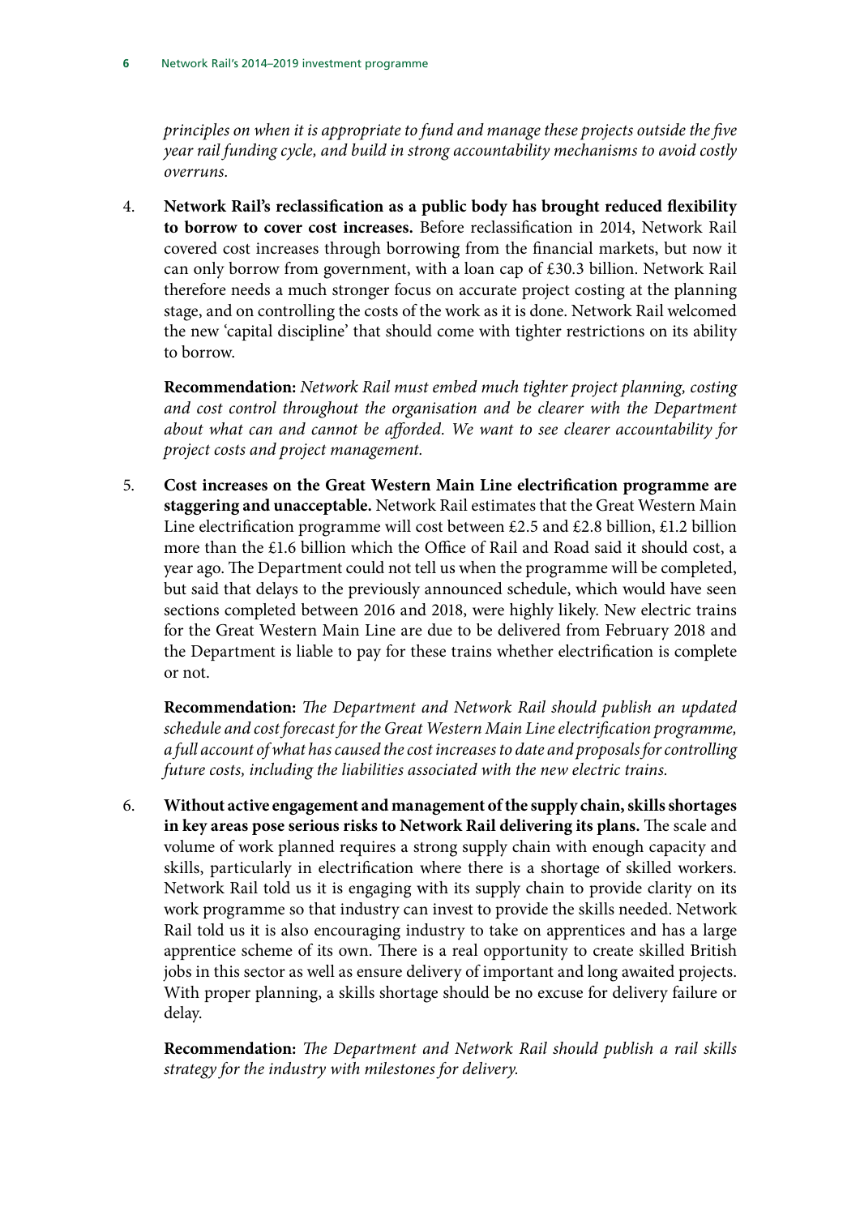*principles on when it is appropriate to fund and manage these projects outside the five year rail funding cycle, and build in strong accountability mechanisms to avoid costly overruns.*

4. **Network Rail's reclassification as a public body has brought reduced flexibility to borrow to cover cost increases.** Before reclassification in 2014, Network Rail covered cost increases through borrowing from the financial markets, but now it can only borrow from government, with a loan cap of £30.3 billion. Network Rail therefore needs a much stronger focus on accurate project costing at the planning stage, and on controlling the costs of the work as it is done. Network Rail welcomed the new 'capital discipline' that should come with tighter restrictions on its ability to borrow.

   **Recommendation:** *Network Rail must embed much tighter project planning, costing and cost control throughout the organisation and be clearer with the Department about what can and cannot be afforded. We want to see clearer accountability for project costs and project management.*

5. **Cost increases on the Great Western Main Line electrification programme are staggering and unacceptable.** Network Rail estimates that the Great Western Main Line electrification programme will cost between £2.5 and £2.8 billion, £1.2 billion more than the £1.6 billion which the Office of Rail and Road said it should cost, a year ago. The Department could not tell us when the programme will be completed, but said that delays to the previously announced schedule, which would have seen sections completed between 2016 and 2018, were highly likely. New electric trains for the Great Western Main Line are due to be delivered from February 2018 and the Department is liable to pay for these trains whether electrification is complete or not.

   **Recommendation:** *The Department and Network Rail should publish an updated schedule and cost forecast for the Great Western Main Line electrification programme, a full account of what has caused the cost increases to date and proposals for controlling future costs, including the liabilities associated with the new electric trains.*

6. **Without active engagement and management of the supply chain, skills shortages in key areas pose serious risks to Network Rail delivering its plans.** The scale and volume of work planned requires a strong supply chain with enough capacity and skills, particularly in electrification where there is a shortage of skilled workers. Network Rail told us it is engaging with its supply chain to provide clarity on its work programme so that industry can invest to provide the skills needed. Network Rail told us it is also encouraging industry to take on apprentices and has a large apprentice scheme of its own. There is a real opportunity to create skilled British jobs in this sector as well as ensure delivery of important and long awaited projects. With proper planning, a skills shortage should be no excuse for delivery failure or delay.

   **Recommendation:** *The Department and Network Rail should publish a rail skills strategy for the industry with milestones for delivery.*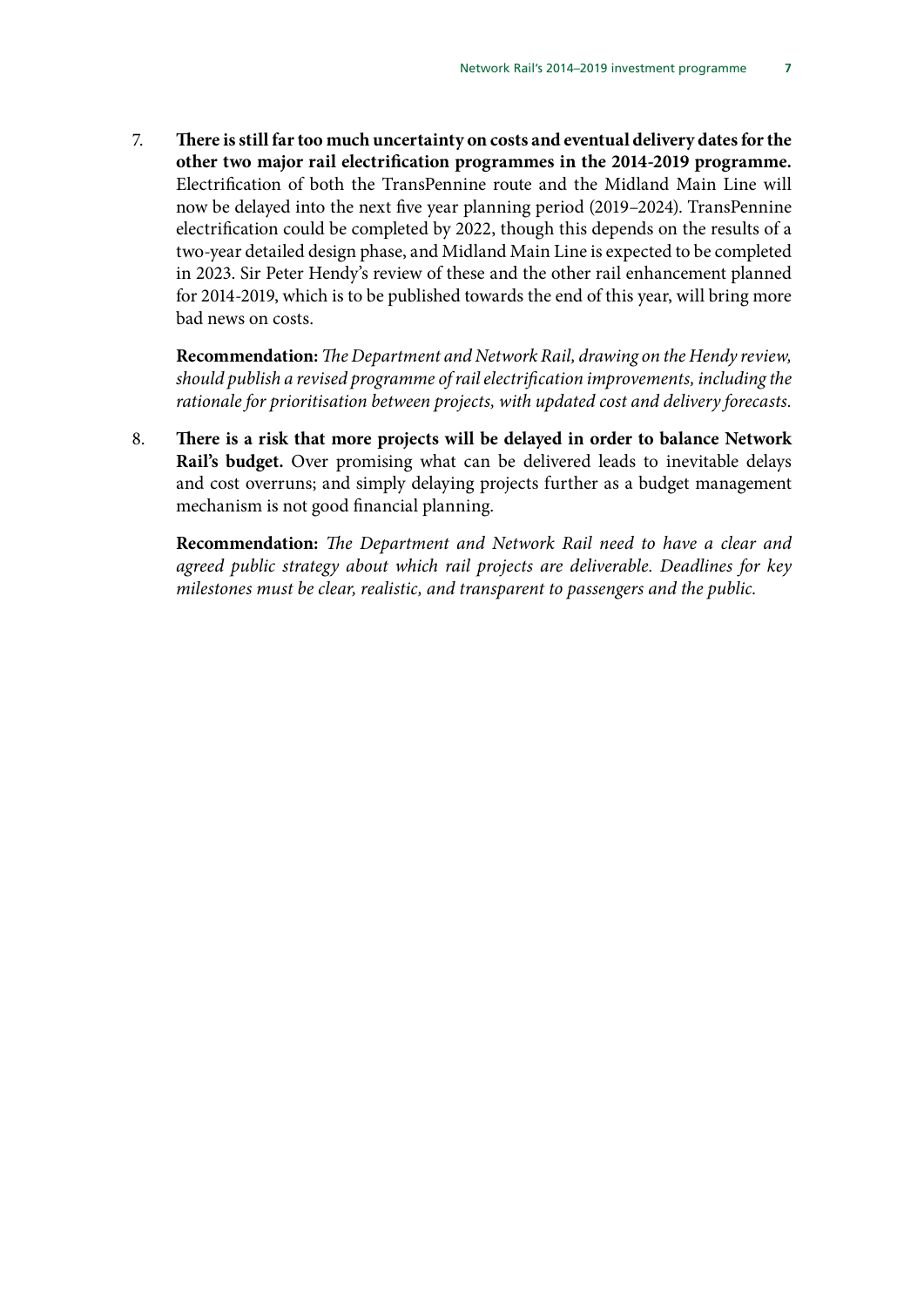7. **There is still far too much uncertainty on costs and eventual delivery dates for the other two major rail electrification programmes in the 2014-2019 programme.** Electrification of both the TransPennine route and the Midland Main Line will now be delayed into the next five year planning period (2019–2024). TransPennine electrification could be completed by 2022, though this depends on the results of a two-year detailed design phase, and Midland Main Line is expected to be completed in 2023. Sir Peter Hendy's review of these and the other rail enhancement planned for 2014-2019, which is to be published towards the end of this year, will bring more bad news on costs.

   **Recommendation:** *The Department and Network Rail, drawing on the Hendy review, should publish a revised programme of rail electrification improvements, including the rationale for prioritisation between projects, with updated cost and delivery forecasts.*

8. **There is a risk that more projects will be delayed in order to balance Network Rail's budget.** Over promising what can be delivered leads to inevitable delays and cost overruns; and simply delaying projects further as a budget management mechanism is not good financial planning.

   **Recommendation:** *The Department and Network Rail need to have a clear and agreed public strategy about which rail projects are deliverable. Deadlines for key milestones must be clear, realistic, and transparent to passengers and the public.*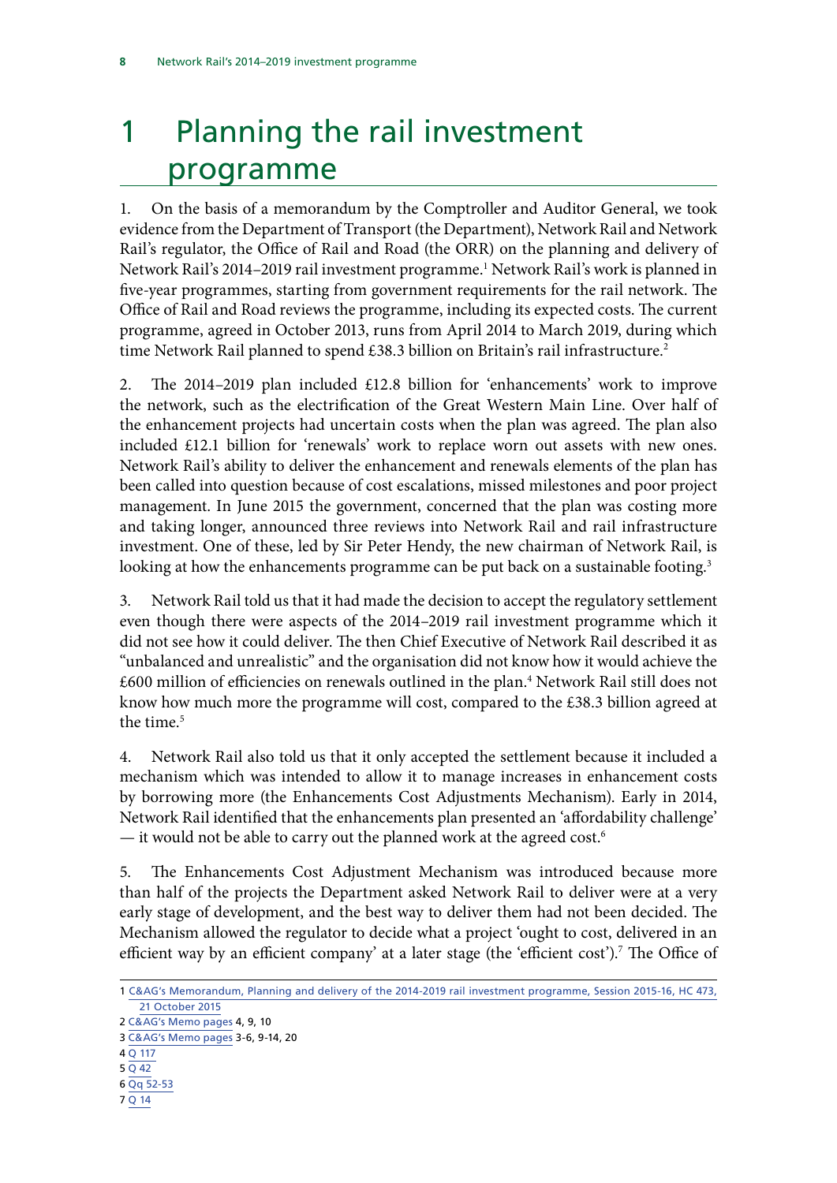# 1 Planning the rail investment programme

1. On the basis of a memorandum by the Comptroller and Auditor General, we took evidence from the Department of Transport (the Department), Network Rail and Network Rail's regulator, the Office of Rail and Road (the ORR) on the planning and delivery of Network Rail's 2014–2019 rail investment programme.[1] Network Rail's work is planned in five-year programmes, starting from government requirements for the rail network. The Office of Rail and Road reviews the programme, including its expected costs. The current programme, agreed in October 2013, runs from April 2014 to March 2019, during which time Network Rail planned to spend £38.3 billion on Britain's rail infrastructure.[2]

2. The 2014–2019 plan included £12.8 billion for 'enhancements' work to improve the network, such as the electrification of the Great Western Main Line. Over half of the enhancement projects had uncertain costs when the plan was agreed. The plan also included £12.1 billion for 'renewals' work to replace worn out assets with new ones. Network Rail's ability to deliver the enhancement and renewals elements of the plan has been called into question because of cost escalations, missed milestones and poor project management. In June 2015 the government, concerned that the plan was costing more and taking longer, announced three reviews into Network Rail and rail infrastructure investment. One of these, led by Sir Peter Hendy, the new chairman of Network Rail, is looking at how the enhancements programme can be put back on a sustainable footing.[3]

3. Network Rail told us that it had made the decision to accept the regulatory settlement even though there were aspects of the 2014–2019 rail investment programme which it did not see how it could deliver. The then Chief Executive of Network Rail described it as "unbalanced and unrealistic" and the organisation did not know how it would achieve the £600 million of efficiencies on renewals outlined in the plan.[4] Network Rail still does not know how much more the programme will cost, compared to the £38.3 billion agreed at the time.[5]

4. Network Rail also told us that it only accepted the settlement because it included a mechanism which was intended to allow it to manage increases in enhancement costs by borrowing more (the Enhancements Cost Adjustments Mechanism). Early in 2014, Network Rail identified that the enhancements plan presented an 'affordability challenge' — it would not be able to carry out the planned work at the agreed cost.[6]

5. The Enhancements Cost Adjustment Mechanism was introduced because more than half of the projects the Department asked Network Rail to deliver were at a very early stage of development, and the best way to deliver them had not been decided. The Mechanism allowed the regulator to decide what a project 'ought to cost, delivered in an efficient way by an efficient company' at a later stage (the 'efficient cost').[7] The Office of

---

1 C&AG's Memorandum, Planning and delivery of the 2014-2019 rail investment programme, Session 2015-16, HC 473, 21 October 2015

2 C&AG's Memo pages 4, 9, 10

3 C&AG's Memo pages 3-6, 9-14, 20

4 Q 117

5 Q 42

6 Qq 52-53

7 Q 14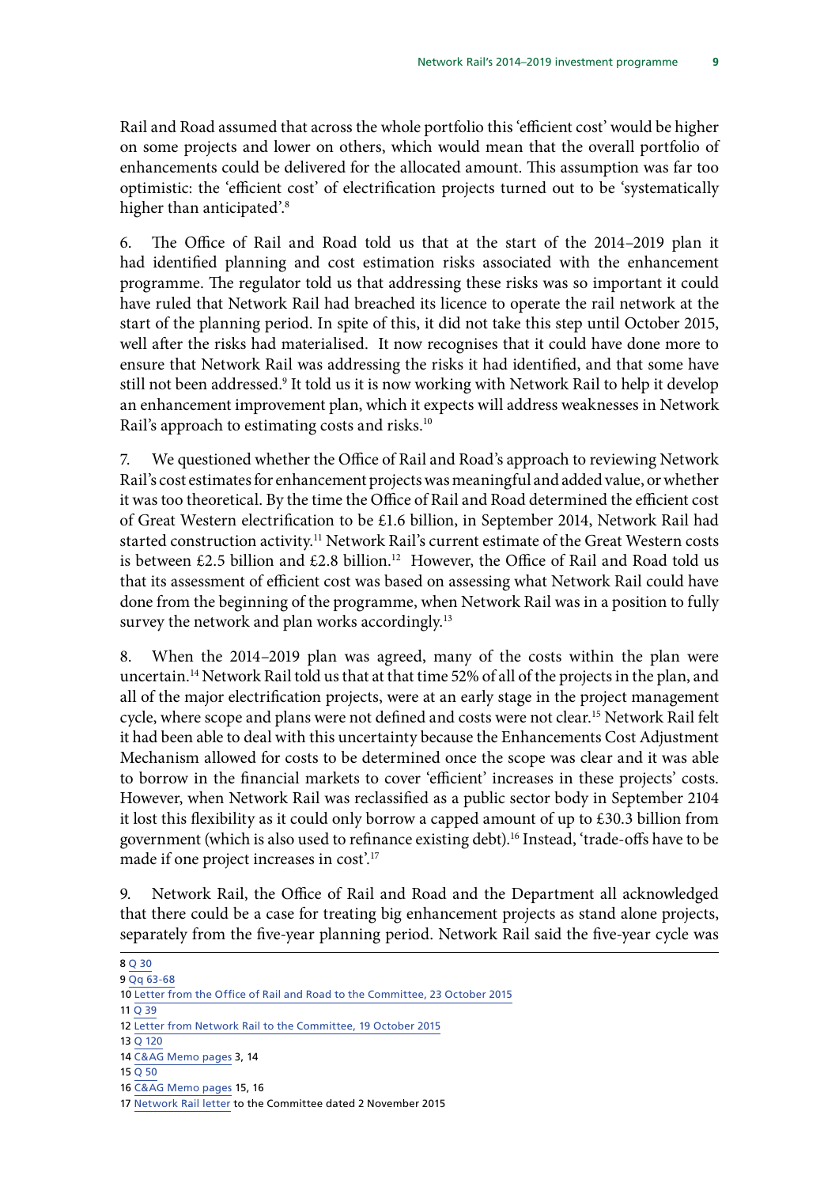Rail and Road assumed that across the whole portfolio this 'efficient cost' would be higher on some projects and lower on others, which would mean that the overall portfolio of enhancements could be delivered for the allocated amount. This assumption was far too optimistic: the 'efficient cost' of electrification projects turned out to be 'systematically higher than anticipated'.[8]

6. The Office of Rail and Road told us that at the start of the 2014–2019 plan it had identified planning and cost estimation risks associated with the enhancement programme. The regulator told us that addressing these risks was so important it could have ruled that Network Rail had breached its licence to operate the rail network at the start of the planning period. In spite of this, it did not take this step until October 2015, well after the risks had materialised. It now recognises that it could have done more to ensure that Network Rail was addressing the risks it had identified, and that some have still not been addressed.[9] It told us it is now working with Network Rail to help it develop an enhancement improvement plan, which it expects will address weaknesses in Network Rail's approach to estimating costs and risks.[10]

7. We questioned whether the Office of Rail and Road's approach to reviewing Network Rail's cost estimates for enhancement projects was meaningful and added value, or whether it was too theoretical. By the time the Office of Rail and Road determined the efficient cost of Great Western electrification to be £1.6 billion, in September 2014, Network Rail had started construction activity.[11] Network Rail's current estimate of the Great Western costs is between £2.5 billion and £2.8 billion.[12] However, the Office of Rail and Road told us that its assessment of efficient cost was based on assessing what Network Rail could have done from the beginning of the programme, when Network Rail was in a position to fully survey the network and plan works accordingly.[13]

8. When the 2014–2019 plan was agreed, many of the costs within the plan were uncertain.[14] Network Rail told us that at that time 52% of all of the projects in the plan, and all of the major electrification projects, were at an early stage in the project management cycle, where scope and plans were not defined and costs were not clear.[15] Network Rail felt it had been able to deal with this uncertainty because the Enhancements Cost Adjustment Mechanism allowed for costs to be determined once the scope was clear and it was able to borrow in the financial markets to cover 'efficient' increases in these projects' costs. However, when Network Rail was reclassified as a public sector body in September 2104 it lost this flexibility as it could only borrow a capped amount of up to £30.3 billion from government (which is also used to refinance existing debt).[16] Instead, 'trade-offs have to be made if one project increases in cost'.[17]

9. Network Rail, the Office of Rail and Road and the Department all acknowledged that there could be a case for treating big enhancement projects as stand alone projects, separately from the five-year planning period. Network Rail said the five-year cycle was

---

8 Q 30

9 Qq 63-68

10 Letter from the Office of Rail and Road to the Committee, 23 October 2015

11 Q 39

12 Letter from Network Rail to the Committee, 19 October 2015

13 Q 120

14 C&AG Memo pages 3, 14

15 Q 50

16 C&AG Memo pages 15, 16

17 Network Rail letter to the Committee dated 2 November 2015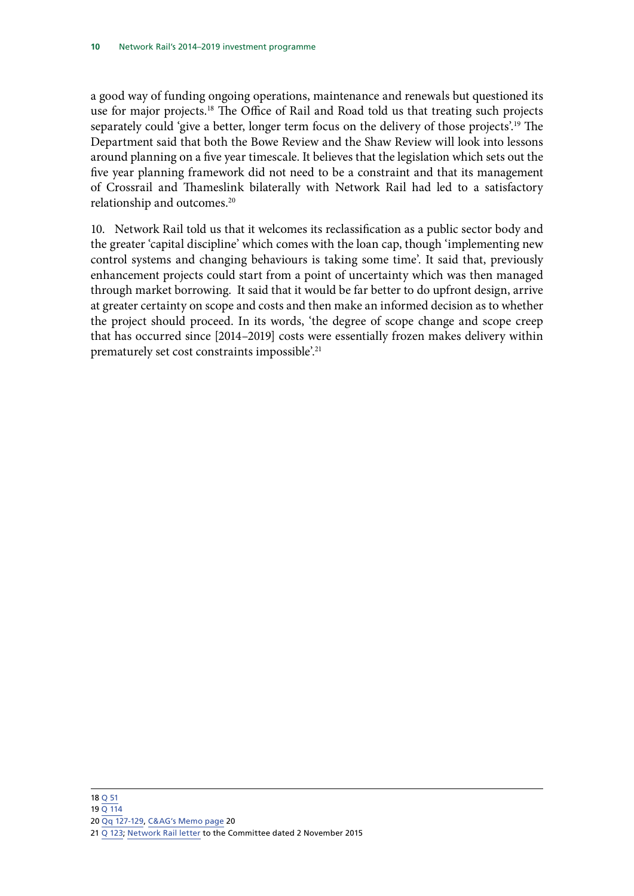a good way of funding ongoing operations, maintenance and renewals but questioned its use for major projects.[18] The Office of Rail and Road told us that treating such projects separately could 'give a better, longer term focus on the delivery of those projects'.[19] The Department said that both the Bowe Review and the Shaw Review will look into lessons around planning on a five year timescale. It believes that the legislation which sets out the five year planning framework did not need to be a constraint and that its management of Crossrail and Thameslink bilaterally with Network Rail had led to a satisfactory relationship and outcomes.[20]

10. Network Rail told us that it welcomes its reclassification as a public sector body and the greater 'capital discipline' which comes with the loan cap, though 'implementing new control systems and changing behaviours is taking some time'. It said that, previously enhancement projects could start from a point of uncertainty which was then managed through market borrowing. It said that it would be far better to do upfront design, arrive at greater certainty on scope and costs and then make an informed decision as to whether the project should proceed. In its words, 'the degree of scope change and scope creep that has occurred since [2014–2019] costs were essentially frozen makes delivery within prematurely set cost constraints impossible'.[21]

---

18 Q 51

19 Q 114

20 Qq 127-129, C&AG's Memo page 20

21 Q 123; Network Rail letter to the Committee dated 2 November 2015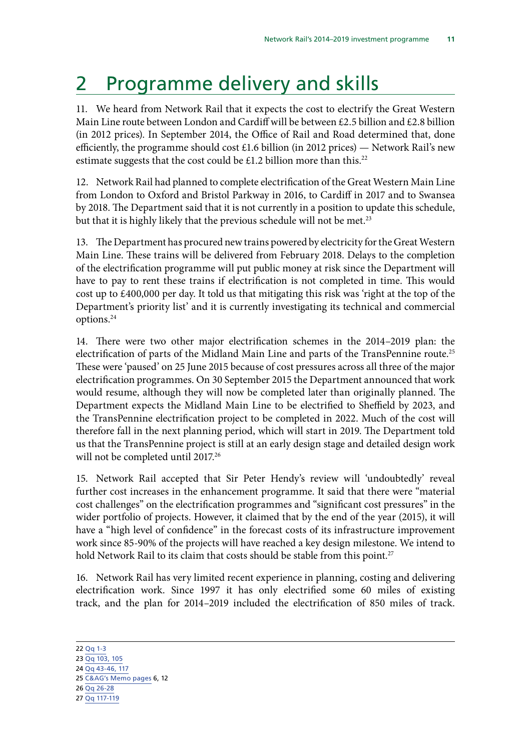# 2 Programme delivery and skills

11. We heard from Network Rail that it expects the cost to electrify the Great Western Main Line route between London and Cardiff will be between £2.5 billion and £2.8 billion (in 2012 prices). In September 2014, the Office of Rail and Road determined that, done efficiently, the programme should cost £1.6 billion (in 2012 prices) — Network Rail's new estimate suggests that the cost could be £1.2 billion more than this.[22]

12. Network Rail had planned to complete electrification of the Great Western Main Line from London to Oxford and Bristol Parkway in 2016, to Cardiff in 2017 and to Swansea by 2018. The Department said that it is not currently in a position to update this schedule, but that it is highly likely that the previous schedule will not be met.[23]

13. The Department has procured new trains powered by electricity for the Great Western Main Line. These trains will be delivered from February 2018. Delays to the completion of the electrification programme will put public money at risk since the Department will have to pay to rent these trains if electrification is not completed in time. This would cost up to £400,000 per day. It told us that mitigating this risk was 'right at the top of the Department's priority list' and it is currently investigating its technical and commercial options.[24]

14. There were two other major electrification schemes in the 2014–2019 plan: the electrification of parts of the Midland Main Line and parts of the TransPennine route.[25] These were 'paused' on 25 June 2015 because of cost pressures across all three of the major electrification programmes. On 30 September 2015 the Department announced that work would resume, although they will now be completed later than originally planned. The Department expects the Midland Main Line to be electrified to Sheffield by 2023, and the TransPennine electrification project to be completed in 2022. Much of the cost will therefore fall in the next planning period, which will start in 2019. The Department told us that the TransPennine project is still at an early design stage and detailed design work will not be completed until 2017.[26]

15. Network Rail accepted that Sir Peter Hendy's review will 'undoubtedly' reveal further cost increases in the enhancement programme. It said that there were "material cost challenges" on the electrification programmes and "significant cost pressures" in the wider portfolio of projects. However, it claimed that by the end of the year (2015), it will have a "high level of confidence" in the forecast costs of its infrastructure improvement work since 85-90% of the projects will have reached a key design milestone. We intend to hold Network Rail to its claim that costs should be stable from this point.[27]

16. Network Rail has very limited recent experience in planning, costing and delivering electrification work. Since 1997 it has only electrified some 60 miles of existing track, and the plan for 2014–2019 included the electrification of 850 miles of track.

22 Qq 1-3
23 Qq 103, 105
24 Qq 43-46, 117
25 C&AG's Memo pages 6, 12
26 Qq 26-28
27 Qq 117-119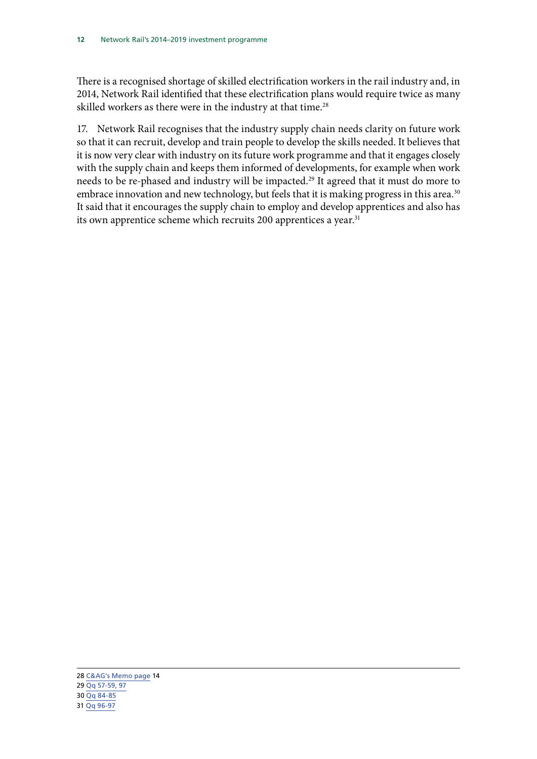There is a recognised shortage of skilled electrification workers in the rail industry and, in 2014, Network Rail identified that these electrification plans would require twice as many skilled workers as there were in the industry at that time.[28]

17. Network Rail recognises that the industry supply chain needs clarity on future work so that it can recruit, develop and train people to develop the skills needed. It believes that it is now very clear with industry on its future work programme and that it engages closely with the supply chain and keeps them informed of developments, for example when work needs to be re-phased and industry will be impacted.[29] It agreed that it must do more to embrace innovation and new technology, but feels that it is making progress in this area.[30] It said that it encourages the supply chain to employ and develop apprentices and also has its own apprentice scheme which recruits 200 apprentices a year.[31]

28 C&AG's Memo page 14
29 Qq 57-59, 97
30 Qq 84-85
31 Qq 96-97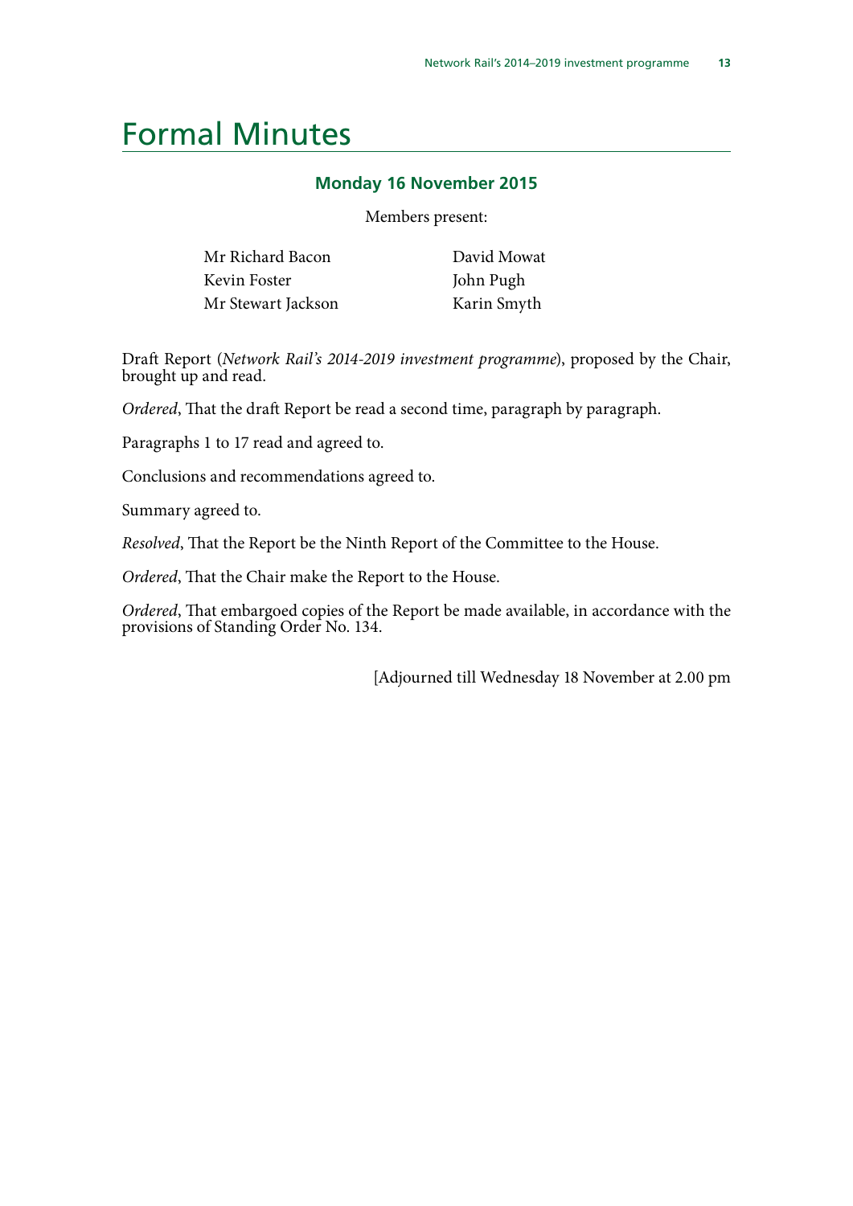# Formal Minutes

### Monday 16 November 2015

Members present:

Mr Richard Bacon
Kevin Foster
Mr Stewart Jackson
David Mowat
John Pugh
Karin Smyth

Draft Report (*Network Rail's 2014-2019 investment programme*), proposed by the Chair, brought up and read.

*Ordered*, That the draft Report be read a second time, paragraph by paragraph.

Paragraphs 1 to 17 read and agreed to.

Conclusions and recommendations agreed to.

Summary agreed to.

*Resolved*, That the Report be the Ninth Report of the Committee to the House.

*Ordered*, That the Chair make the Report to the House.

*Ordered*, That embargoed copies of the Report be made available, in accordance with the provisions of Standing Order No. 134.

[Adjourned till Wednesday 18 November at 2.00 pm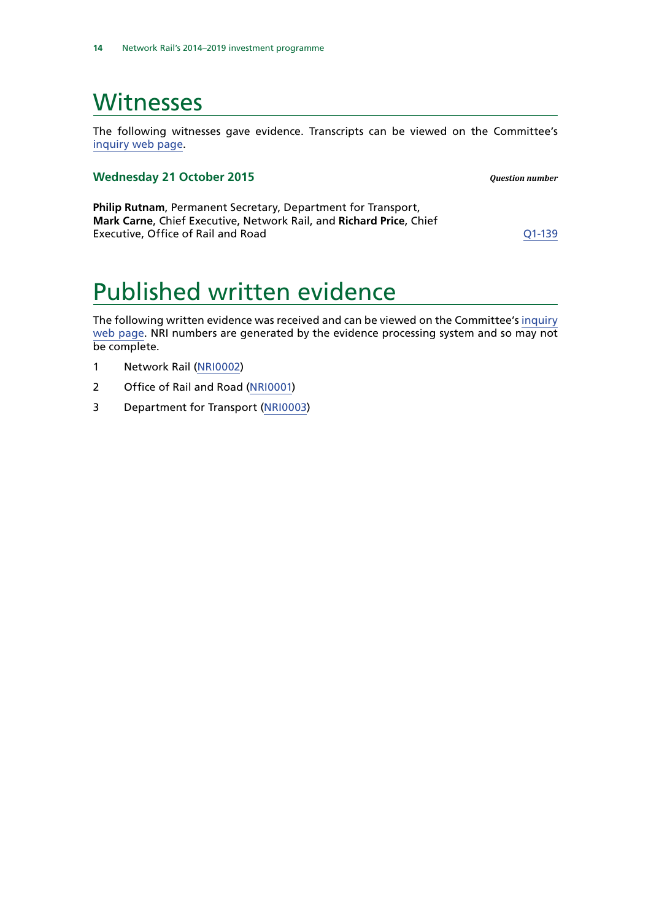# Witnesses

The following witnesses gave evidence. Transcripts can be viewed on the Committee's inquiry web page.

### Wednesday 21 October 2015

*Question number*

**Philip Rutnam**, Permanent Secretary, Department for Transport, **Mark Carne**, Chief Executive, Network Rail, and **Richard Price**, Chief Executive, Office of Rail and Road — Q1-139

# Published written evidence

The following written evidence was received and can be viewed on the Committee's inquiry web page. NRI numbers are generated by the evidence processing system and so may not be complete.

1. Network Rail (NRI0002)
2. Office of Rail and Road (NRI0001)
3. Department for Transport (NRI0003)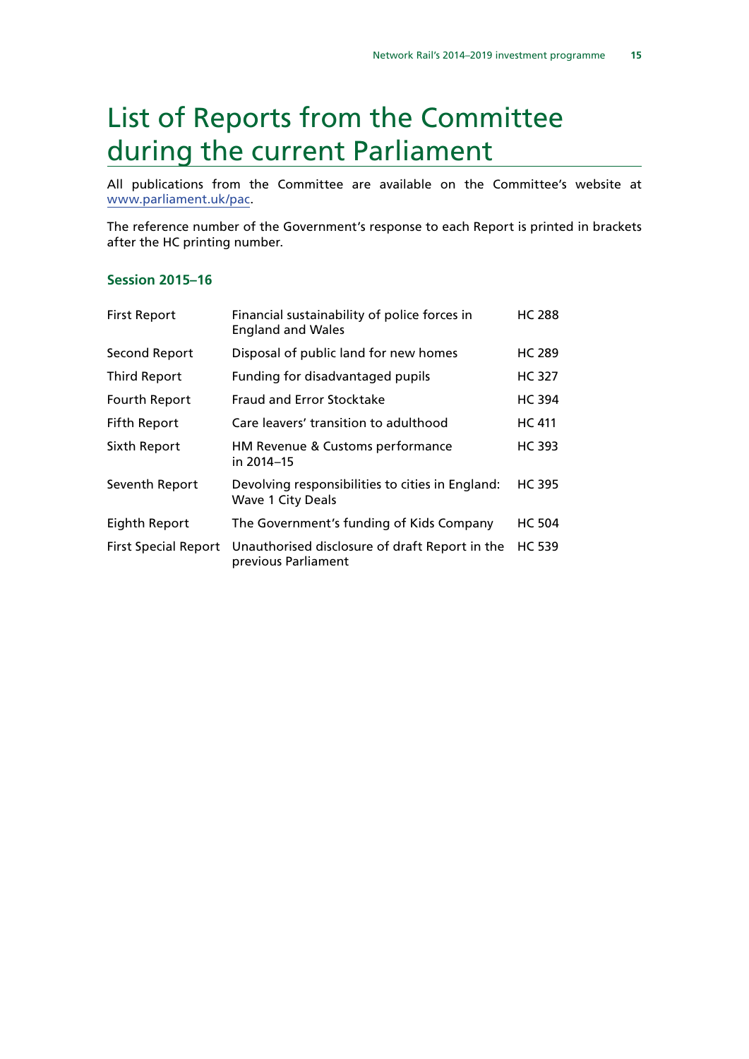# List of Reports from the Committee during the current Parliament

All publications from the Committee are available on the Committee's website at www.parliament.uk/pac.

The reference number of the Government's response to each Report is printed in brackets after the HC printing number.

### Session 2015–16

| | | |
|---|---|---|
| First Report | Financial sustainability of police forces in England and Wales | HC 288 |
| Second Report | Disposal of public land for new homes | HC 289 |
| Third Report | Funding for disadvantaged pupils | HC 327 |
| Fourth Report | Fraud and Error Stocktake | HC 394 |
| Fifth Report | Care leavers' transition to adulthood | HC 411 |
| Sixth Report | HM Revenue & Customs performance in 2014–15 | HC 393 |
| Seventh Report | Devolving responsibilities to cities in England: Wave 1 City Deals | HC 395 |
| Eighth Report | The Government's funding of Kids Company | HC 504 |
| First Special Report | Unauthorised disclosure of draft Report in the previous Parliament | HC 539 |